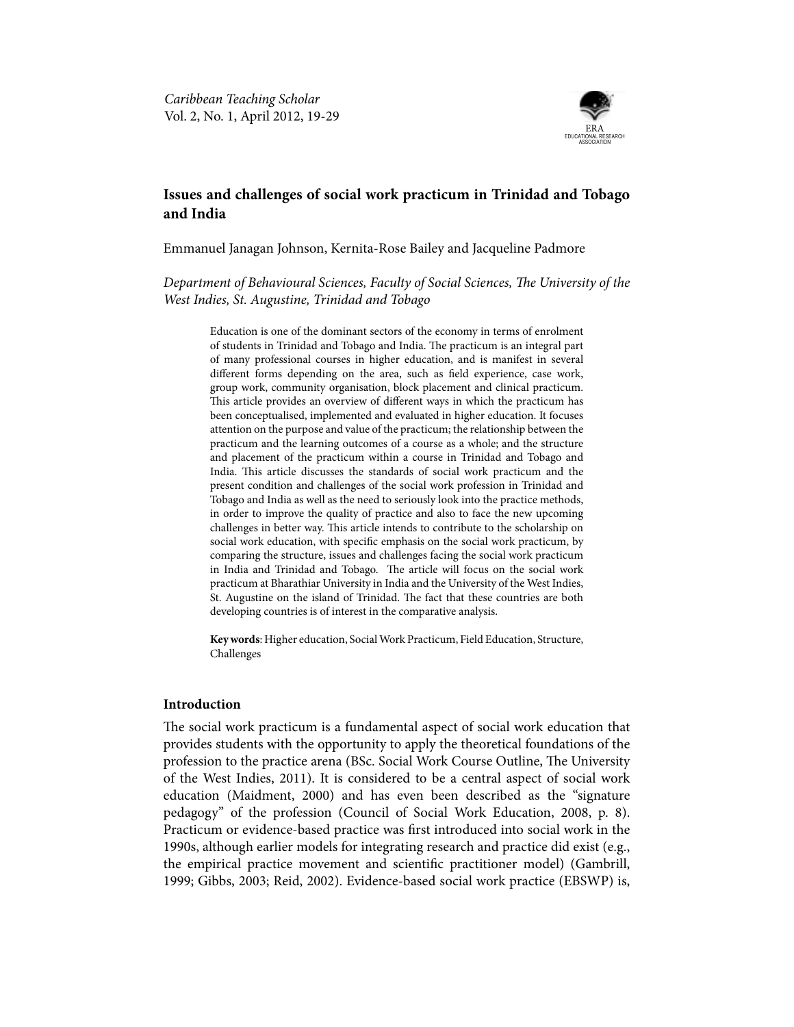# Issues and challenges of social work practicum in Trinidad and Tobago and India

Emmanuel Janagan Johnson, Kernita-Rose Bailey and Jacqueline Padmore

*Department of Behavioural Sciences, Faculty of Social Sciences, The University of the West Indies, St. Augustine, Trinidad and Tobago*

> Education is one of the dominant sectors of the economy in terms of enrolment of students in Trinidad and Tobago and India. The practicum is an integral part of many professional courses in higher education, and is manifest in several different forms depending on the area, such as field experience, case work, group work, community organisation, block placement and clinical practicum. This article provides an overview of different ways in which the practicum has been conceptualised, implemented and evaluated in higher education. It focuses attention on the purpose and value of the practicum; the relationship between the practicum and the learning outcomes of a course as a whole; and the structure and placement of the practicum within a course in Trinidad and Tobago and India. This article discusses the standards of social work practicum and the present condition and challenges of the social work profession in Trinidad and Tobago and India as well as the need to seriously look into the practice methods, in order to improve the quality of practice and also to face the new upcoming challenges in better way. This article intends to contribute to the scholarship on social work education, with specific emphasis on the social work practicum, by comparing the structure, issues and challenges facing the social work practicum in India and Trinidad and Tobago. The article will focus on the social work practicum at Bharathiar University in India and the University of the West Indies, St. Augustine on the island of Trinidad. The fact that these countries are both developing countries is of interest in the comparative analysis.
>
> **Key words**: Higher education, Social Work Practicum, Field Education, Structure, Challenges

## Introduction

The social work practicum is a fundamental aspect of social work education that provides students with the opportunity to apply the theoretical foundations of the profession to the practice arena (BSc. Social Work Course Outline, The University of the West Indies, 2011). It is considered to be a central aspect of social work education (Maidment, 2000) and has even been described as the "signature pedagogy" of the profession (Council of Social Work Education, 2008, p. 8). Practicum or evidence-based practice was first introduced into social work in the 1990s, although earlier models for integrating research and practice did exist (e.g., the empirical practice movement and scientific practitioner model) (Gambrill, 1999; Gibbs, 2003; Reid, 2002). Evidence-based social work practice (EBSWP) is,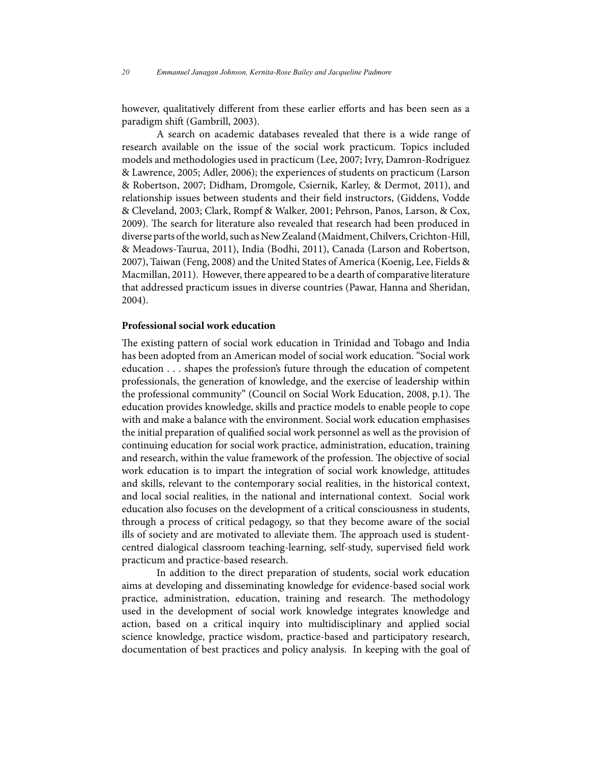however, qualitatively different from these earlier efforts and has been seen as a paradigm shift (Gambrill, 2003).

A search on academic databases revealed that there is a wide range of research available on the issue of the social work practicum. Topics included models and methodologies used in practicum (Lee, 2007; Ivry, Damron-Rodriguez & Lawrence, 2005; Adler, 2006); the experiences of students on practicum (Larson & Robertson, 2007; Didham, Dromgole, Csiernik, Karley, & Dermot, 2011), and relationship issues between students and their field instructors, (Giddens, Vodde & Cleveland, 2003; Clark, Rompf & Walker, 2001; Pehrson, Panos, Larson, & Cox, 2009). The search for literature also revealed that research had been produced in diverse parts of the world, such as New Zealand (Maidment, Chilvers, Crichton-Hill, & Meadows-Taurua, 2011), India (Bodhi, 2011), Canada (Larson and Robertson, 2007), Taiwan (Feng, 2008) and the United States of America (Koenig, Lee, Fields & Macmillan, 2011). However, there appeared to be a dearth of comparative literature that addressed practicum issues in diverse countries (Pawar, Hanna and Sheridan, 2004).

**Professional social work education**

The existing pattern of social work education in Trinidad and Tobago and India has been adopted from an American model of social work education. "Social work education . . . shapes the profession's future through the education of competent professionals, the generation of knowledge, and the exercise of leadership within the professional community" (Council on Social Work Education, 2008, p.1). The education provides knowledge, skills and practice models to enable people to cope with and make a balance with the environment. Social work education emphasises the initial preparation of qualified social work personnel as well as the provision of continuing education for social work practice, administration, education, training and research, within the value framework of the profession. The objective of social work education is to impart the integration of social work knowledge, attitudes and skills, relevant to the contemporary social realities, in the historical context, and local social realities, in the national and international context. Social work education also focuses on the development of a critical consciousness in students, through a process of critical pedagogy, so that they become aware of the social ills of society and are motivated to alleviate them. The approach used is student-centred dialogical classroom teaching-learning, self-study, supervised field work practicum and practice-based research.

In addition to the direct preparation of students, social work education aims at developing and disseminating knowledge for evidence-based social work practice, administration, education, training and research. The methodology used in the development of social work knowledge integrates knowledge and action, based on a critical inquiry into multidisciplinary and applied social science knowledge, practice wisdom, practice-based and participatory research, documentation of best practices and policy analysis. In keeping with the goal of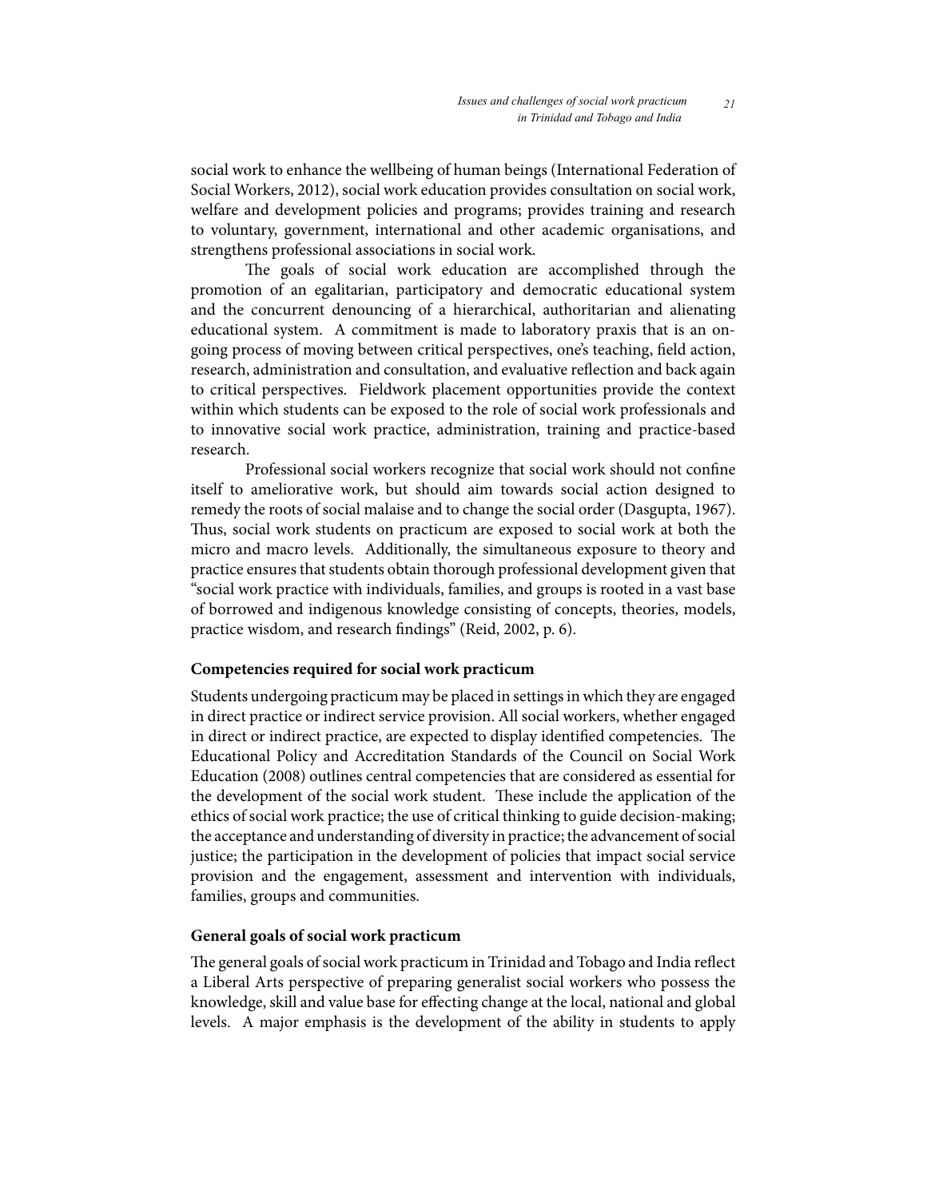social work to enhance the wellbeing of human beings (International Federation of Social Workers, 2012), social work education provides consultation on social work, welfare and development policies and programs; provides training and research to voluntary, government, international and other academic organisations, and strengthens professional associations in social work.

The goals of social work education are accomplished through the promotion of an egalitarian, participatory and democratic educational system and the concurrent denouncing of a hierarchical, authoritarian and alienating educational system. A commitment is made to laboratory praxis that is an on-going process of moving between critical perspectives, one's teaching, field action, research, administration and consultation, and evaluative reflection and back again to critical perspectives. Fieldwork placement opportunities provide the context within which students can be exposed to the role of social work professionals and to innovative social work practice, administration, training and practice-based research.

Professional social workers recognize that social work should not confine itself to ameliorative work, but should aim towards social action designed to remedy the roots of social malaise and to change the social order (Dasgupta, 1967). Thus, social work students on practicum are exposed to social work at both the micro and macro levels. Additionally, the simultaneous exposure to theory and practice ensures that students obtain thorough professional development given that "social work practice with individuals, families, and groups is rooted in a vast base of borrowed and indigenous knowledge consisting of concepts, theories, models, practice wisdom, and research findings" (Reid, 2002, p. 6).

## Competencies required for social work practicum

Students undergoing practicum may be placed in settings in which they are engaged in direct practice or indirect service provision. All social workers, whether engaged in direct or indirect practice, are expected to display identified competencies. The Educational Policy and Accreditation Standards of the Council on Social Work Education (2008) outlines central competencies that are considered as essential for the development of the social work student. These include the application of the ethics of social work practice; the use of critical thinking to guide decision-making; the acceptance and understanding of diversity in practice; the advancement of social justice; the participation in the development of policies that impact social service provision and the engagement, assessment and intervention with individuals, families, groups and communities.

## General goals of social work practicum

The general goals of social work practicum in Trinidad and Tobago and India reflect a Liberal Arts perspective of preparing generalist social workers who possess the knowledge, skill and value base for effecting change at the local, national and global levels. A major emphasis is the development of the ability in students to apply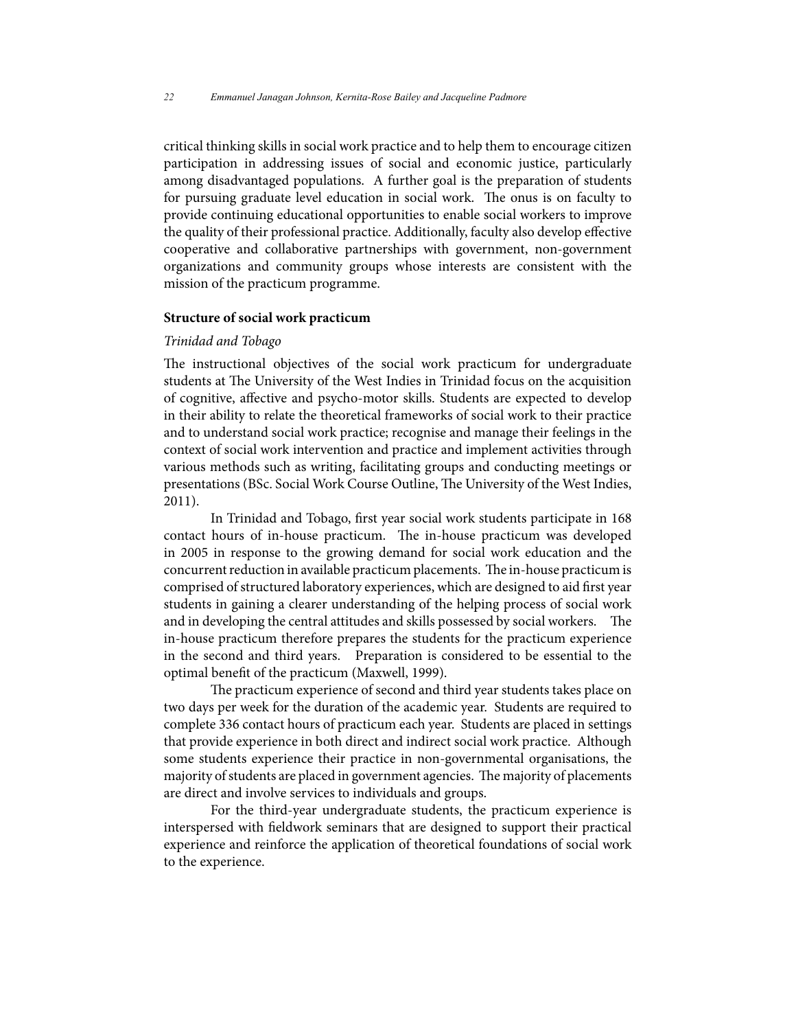critical thinking skills in social work practice and to help them to encourage citizen participation in addressing issues of social and economic justice, particularly among disadvantaged populations. A further goal is the preparation of students for pursuing graduate level education in social work. The onus is on faculty to provide continuing educational opportunities to enable social workers to improve the quality of their professional practice. Additionally, faculty also develop effective cooperative and collaborative partnerships with government, non-government organizations and community groups whose interests are consistent with the mission of the practicum programme.

## Structure of social work practicum

### *Trinidad and Tobago*

The instructional objectives of the social work practicum for undergraduate students at The University of the West Indies in Trinidad focus on the acquisition of cognitive, affective and psycho-motor skills. Students are expected to develop in their ability to relate the theoretical frameworks of social work to their practice and to understand social work practice; recognise and manage their feelings in the context of social work intervention and practice and implement activities through various methods such as writing, facilitating groups and conducting meetings or presentations (BSc. Social Work Course Outline, The University of the West Indies, 2011).

In Trinidad and Tobago, first year social work students participate in 168 contact hours of in-house practicum. The in-house practicum was developed in 2005 in response to the growing demand for social work education and the concurrent reduction in available practicum placements. The in-house practicum is comprised of structured laboratory experiences, which are designed to aid first year students in gaining a clearer understanding of the helping process of social work and in developing the central attitudes and skills possessed by social workers. The in-house practicum therefore prepares the students for the practicum experience in the second and third years. Preparation is considered to be essential to the optimal benefit of the practicum (Maxwell, 1999).

The practicum experience of second and third year students takes place on two days per week for the duration of the academic year. Students are required to complete 336 contact hours of practicum each year. Students are placed in settings that provide experience in both direct and indirect social work practice. Although some students experience their practice in non-governmental organisations, the majority of students are placed in government agencies. The majority of placements are direct and involve services to individuals and groups.

For the third-year undergraduate students, the practicum experience is interspersed with fieldwork seminars that are designed to support their practical experience and reinforce the application of theoretical foundations of social work to the experience.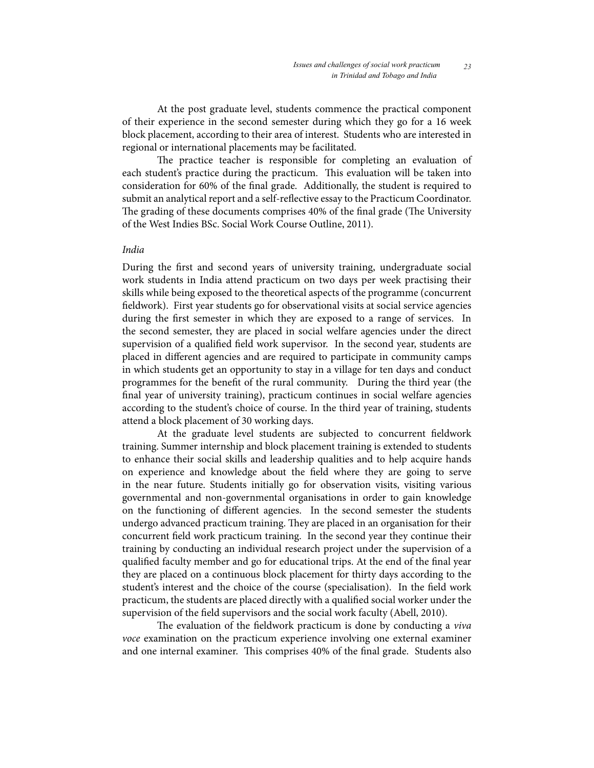At the post graduate level, students commence the practical component of their experience in the second semester during which they go for a 16 week block placement, according to their area of interest. Students who are interested in regional or international placements may be facilitated.

The practice teacher is responsible for completing an evaluation of each student's practice during the practicum. This evaluation will be taken into consideration for 60% of the final grade. Additionally, the student is required to submit an analytical report and a self-reflective essay to the Practicum Coordinator. The grading of these documents comprises 40% of the final grade (The University of the West Indies BSc. Social Work Course Outline, 2011).

*India*

During the first and second years of university training, undergraduate social work students in India attend practicum on two days per week practising their skills while being exposed to the theoretical aspects of the programme (concurrent fieldwork). First year students go for observational visits at social service agencies during the first semester in which they are exposed to a range of services. In the second semester, they are placed in social welfare agencies under the direct supervision of a qualified field work supervisor. In the second year, students are placed in different agencies and are required to participate in community camps in which students get an opportunity to stay in a village for ten days and conduct programmes for the benefit of the rural community. During the third year (the final year of university training), practicum continues in social welfare agencies according to the student's choice of course. In the third year of training, students attend a block placement of 30 working days.

At the graduate level students are subjected to concurrent fieldwork training. Summer internship and block placement training is extended to students to enhance their social skills and leadership qualities and to help acquire hands on experience and knowledge about the field where they are going to serve in the near future. Students initially go for observation visits, visiting various governmental and non-governmental organisations in order to gain knowledge on the functioning of different agencies. In the second semester the students undergo advanced practicum training. They are placed in an organisation for their concurrent field work practicum training. In the second year they continue their training by conducting an individual research project under the supervision of a qualified faculty member and go for educational trips. At the end of the final year they are placed on a continuous block placement for thirty days according to the student's interest and the choice of the course (specialisation). In the field work practicum, the students are placed directly with a qualified social worker under the supervision of the field supervisors and the social work faculty (Abell, 2010).

The evaluation of the fieldwork practicum is done by conducting a *viva voce* examination on the practicum experience involving one external examiner and one internal examiner. This comprises 40% of the final grade. Students also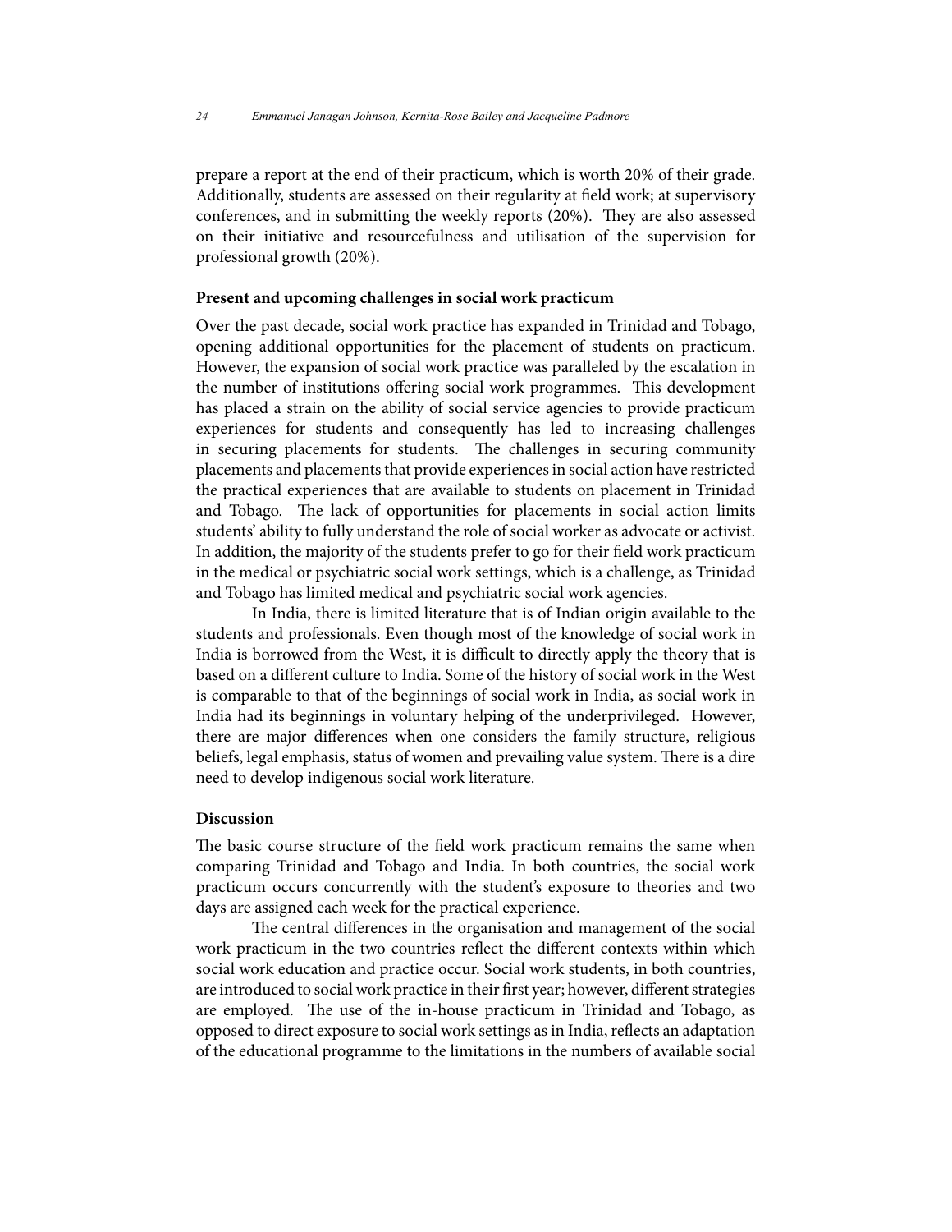prepare a report at the end of their practicum, which is worth 20% of their grade. Additionally, students are assessed on their regularity at field work; at supervisory conferences, and in submitting the weekly reports (20%). They are also assessed on their initiative and resourcefulness and utilisation of the supervision for professional growth (20%).

**Present and upcoming challenges in social work practicum**

Over the past decade, social work practice has expanded in Trinidad and Tobago, opening additional opportunities for the placement of students on practicum. However, the expansion of social work practice was paralleled by the escalation in the number of institutions offering social work programmes. This development has placed a strain on the ability of social service agencies to provide practicum experiences for students and consequently has led to increasing challenges in securing placements for students. The challenges in securing community placements and placements that provide experiences in social action have restricted the practical experiences that are available to students on placement in Trinidad and Tobago. The lack of opportunities for placements in social action limits students' ability to fully understand the role of social worker as advocate or activist. In addition, the majority of the students prefer to go for their field work practicum in the medical or psychiatric social work settings, which is a challenge, as Trinidad and Tobago has limited medical and psychiatric social work agencies.

In India, there is limited literature that is of Indian origin available to the students and professionals. Even though most of the knowledge of social work in India is borrowed from the West, it is difficult to directly apply the theory that is based on a different culture to India. Some of the history of social work in the West is comparable to that of the beginnings of social work in India, as social work in India had its beginnings in voluntary helping of the underprivileged. However, there are major differences when one considers the family structure, religious beliefs, legal emphasis, status of women and prevailing value system. There is a dire need to develop indigenous social work literature.

**Discussion**

The basic course structure of the field work practicum remains the same when comparing Trinidad and Tobago and India. In both countries, the social work practicum occurs concurrently with the student's exposure to theories and two days are assigned each week for the practical experience.

The central differences in the organisation and management of the social work practicum in the two countries reflect the different contexts within which social work education and practice occur. Social work students, in both countries, are introduced to social work practice in their first year; however, different strategies are employed. The use of the in-house practicum in Trinidad and Tobago, as opposed to direct exposure to social work settings as in India, reflects an adaptation of the educational programme to the limitations in the numbers of available social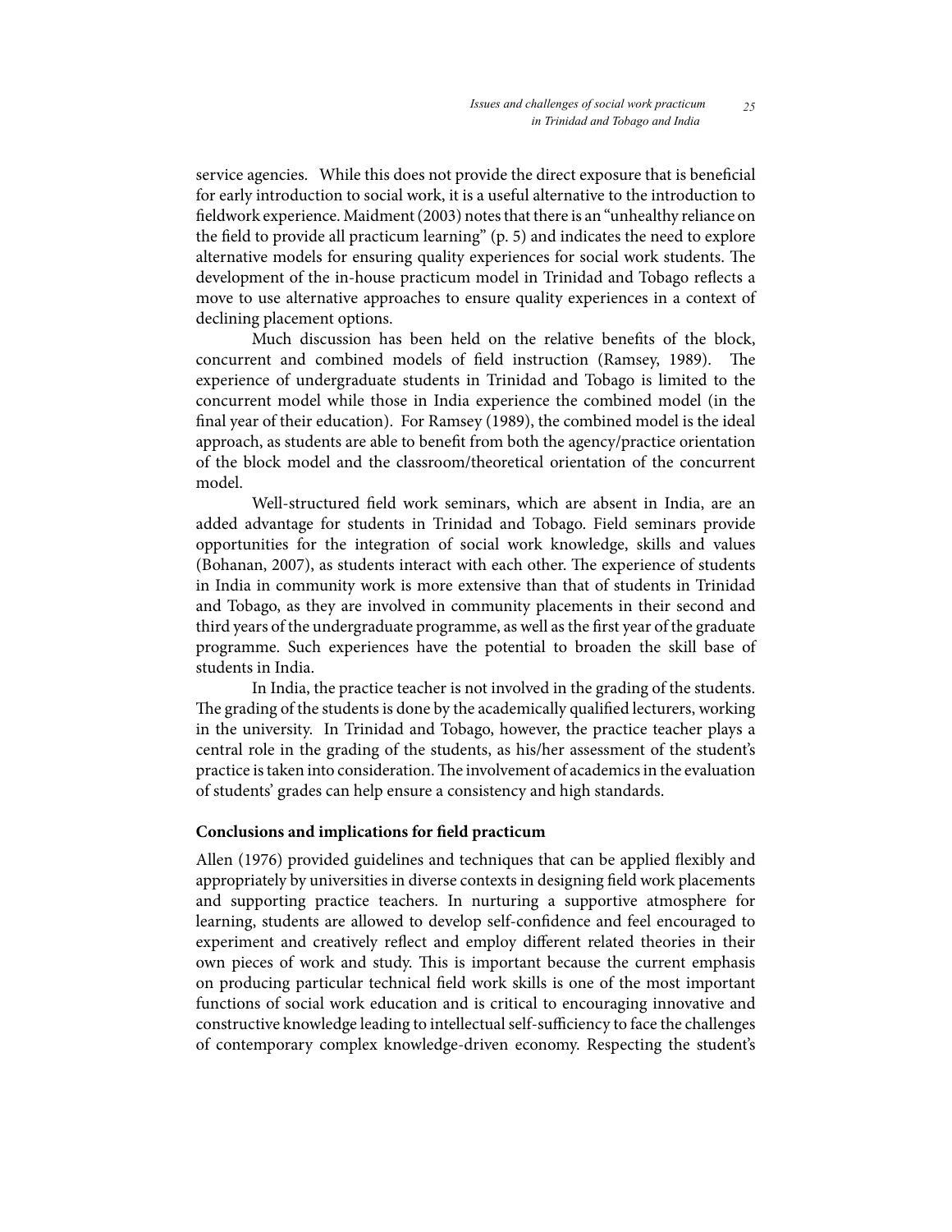service agencies. While this does not provide the direct exposure that is beneficial for early introduction to social work, it is a useful alternative to the introduction to fieldwork experience. Maidment (2003) notes that there is an "unhealthy reliance on the field to provide all practicum learning" (p. 5) and indicates the need to explore alternative models for ensuring quality experiences for social work students. The development of the in-house practicum model in Trinidad and Tobago reflects a move to use alternative approaches to ensure quality experiences in a context of declining placement options.

Much discussion has been held on the relative benefits of the block, concurrent and combined models of field instruction (Ramsey, 1989). The experience of undergraduate students in Trinidad and Tobago is limited to the concurrent model while those in India experience the combined model (in the final year of their education). For Ramsey (1989), the combined model is the ideal approach, as students are able to benefit from both the agency/practice orientation of the block model and the classroom/theoretical orientation of the concurrent model.

Well-structured field work seminars, which are absent in India, are an added advantage for students in Trinidad and Tobago. Field seminars provide opportunities for the integration of social work knowledge, skills and values (Bohanan, 2007), as students interact with each other. The experience of students in India in community work is more extensive than that of students in Trinidad and Tobago, as they are involved in community placements in their second and third years of the undergraduate programme, as well as the first year of the graduate programme. Such experiences have the potential to broaden the skill base of students in India.

In India, the practice teacher is not involved in the grading of the students. The grading of the students is done by the academically qualified lecturers, working in the university. In Trinidad and Tobago, however, the practice teacher plays a central role in the grading of the students, as his/her assessment of the student's practice is taken into consideration. The involvement of academics in the evaluation of students' grades can help ensure a consistency and high standards.

## Conclusions and implications for field practicum

Allen (1976) provided guidelines and techniques that can be applied flexibly and appropriately by universities in diverse contexts in designing field work placements and supporting practice teachers. In nurturing a supportive atmosphere for learning, students are allowed to develop self-confidence and feel encouraged to experiment and creatively reflect and employ different related theories in their own pieces of work and study. This is important because the current emphasis on producing particular technical field work skills is one of the most important functions of social work education and is critical to encouraging innovative and constructive knowledge leading to intellectual self-sufficiency to face the challenges of contemporary complex knowledge-driven economy. Respecting the student's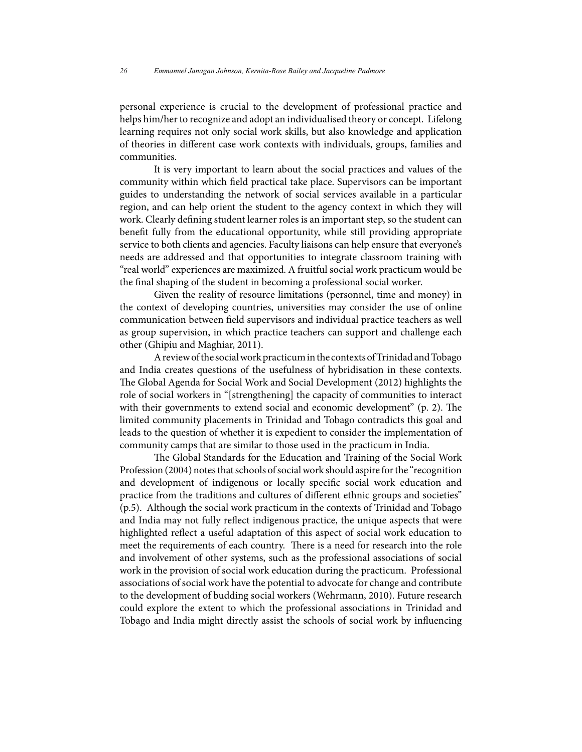personal experience is crucial to the development of professional practice and helps him/her to recognize and adopt an individualised theory or concept. Lifelong learning requires not only social work skills, but also knowledge and application of theories in different case work contexts with individuals, groups, families and communities.

It is very important to learn about the social practices and values of the community within which field practical take place. Supervisors can be important guides to understanding the network of social services available in a particular region, and can help orient the student to the agency context in which they will work. Clearly defining student learner roles is an important step, so the student can benefit fully from the educational opportunity, while still providing appropriate service to both clients and agencies. Faculty liaisons can help ensure that everyone's needs are addressed and that opportunities to integrate classroom training with "real world" experiences are maximized. A fruitful social work practicum would be the final shaping of the student in becoming a professional social worker.

Given the reality of resource limitations (personnel, time and money) in the context of developing countries, universities may consider the use of online communication between field supervisors and individual practice teachers as well as group supervision, in which practice teachers can support and challenge each other (Ghipiu and Maghiar, 2011).

A review of the social work practicum in the contexts of Trinidad and Tobago and India creates questions of the usefulness of hybridisation in these contexts. The Global Agenda for Social Work and Social Development (2012) highlights the role of social workers in "[strengthening] the capacity of communities to interact with their governments to extend social and economic development" (p. 2). The limited community placements in Trinidad and Tobago contradicts this goal and leads to the question of whether it is expedient to consider the implementation of community camps that are similar to those used in the practicum in India.

The Global Standards for the Education and Training of the Social Work Profession (2004) notes that schools of social work should aspire for the "recognition and development of indigenous or locally specific social work education and practice from the traditions and cultures of different ethnic groups and societies" (p.5). Although the social work practicum in the contexts of Trinidad and Tobago and India may not fully reflect indigenous practice, the unique aspects that were highlighted reflect a useful adaptation of this aspect of social work education to meet the requirements of each country. There is a need for research into the role and involvement of other systems, such as the professional associations of social work in the provision of social work education during the practicum. Professional associations of social work have the potential to advocate for change and contribute to the development of budding social workers (Wehrmann, 2010). Future research could explore the extent to which the professional associations in Trinidad and Tobago and India might directly assist the schools of social work by influencing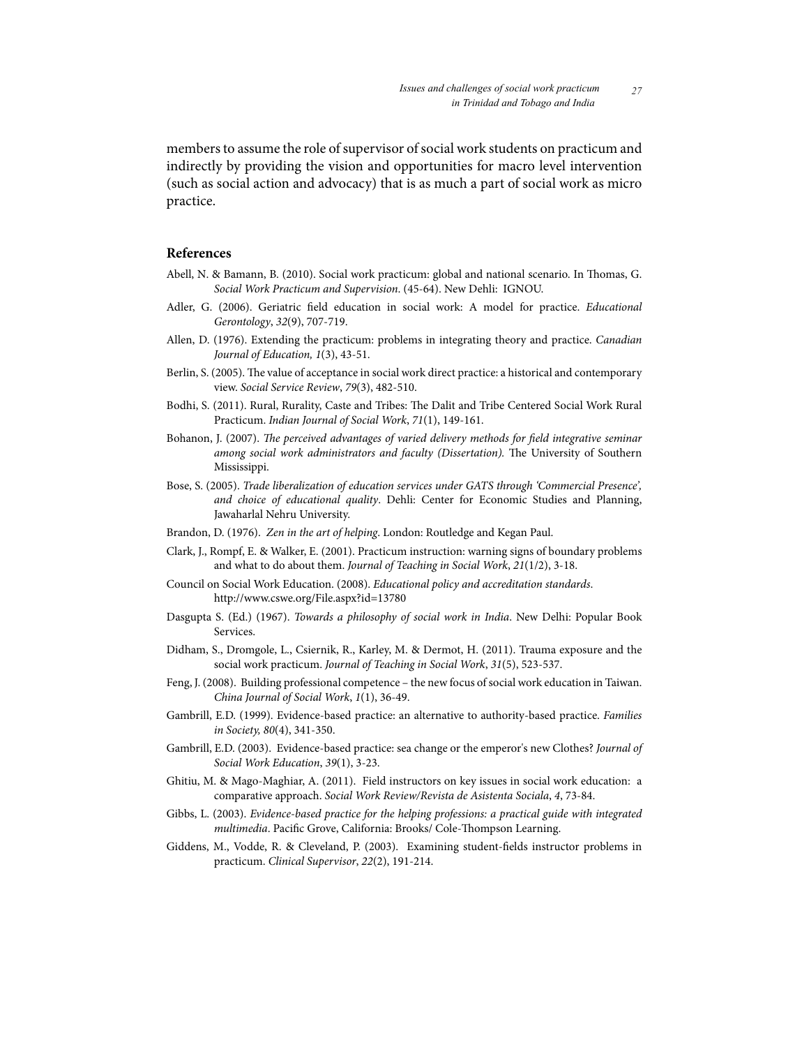members to assume the role of supervisor of social work students on practicum and indirectly by providing the vision and opportunities for macro level intervention (such as social action and advocacy) that is as much a part of social work as micro practice.

## References

Abell, N. & Bamann, B. (2010). Social work practicum: global and national scenario. In Thomas, G. *Social Work Practicum and Supervision*. (45-64). New Dehli: IGNOU.

Adler, G. (2006). Geriatric field education in social work: A model for practice. *Educational Gerontology*, *32*(9), 707-719.

Allen, D. (1976). Extending the practicum: problems in integrating theory and practice. *Canadian Journal of Education, 1*(3), 43-51.

Berlin, S. (2005). The value of acceptance in social work direct practice: a historical and contemporary view. *Social Service Review*, *79*(3), 482-510.

Bodhi, S. (2011). Rural, Rurality, Caste and Tribes: The Dalit and Tribe Centered Social Work Rural Practicum. *Indian Journal of Social Work*, *71*(1), 149-161.

Bohanon, J. (2007). *The perceived advantages of varied delivery methods for field integrative seminar among social work administrators and faculty (Dissertation).* The University of Southern Mississippi.

Bose, S. (2005). *Trade liberalization of education services under GATS through 'Commercial Presence', and choice of educational quality*. Dehli: Center for Economic Studies and Planning, Jawaharlal Nehru University.

Brandon, D. (1976). *Zen in the art of helping*. London: Routledge and Kegan Paul.

Clark, J., Rompf, E. & Walker, E. (2001). Practicum instruction: warning signs of boundary problems and what to do about them. *Journal of Teaching in Social Work*, *21*(1/2), 3-18.

Council on Social Work Education. (2008). *Educational policy and accreditation standards*. http://www.cswe.org/File.aspx?id=13780

Dasgupta S. (Ed.) (1967). *Towards a philosophy of social work in India*. New Delhi: Popular Book Services.

Didham, S., Dromgole, L., Csiernik, R., Karley, M. & Dermot, H. (2011). Trauma exposure and the social work practicum. *Journal of Teaching in Social Work*, *31*(5), 523-537.

Feng, J. (2008). Building professional competence – the new focus of social work education in Taiwan. *China Journal of Social Work*, *1*(1), 36-49.

Gambrill, E.D. (1999). Evidence-based practice: an alternative to authority-based practice. *Families in Society, 80*(4), 341-350.

Gambrill, E.D. (2003). Evidence-based practice: sea change or the emperor's new Clothes? *Journal of Social Work Education*, *39*(1), 3-23.

Ghitiu, M. & Mago-Maghiar, A. (2011). Field instructors on key issues in social work education: a comparative approach. *Social Work Review/Revista de Asistenta Sociala*, *4*, 73-84.

Gibbs, L. (2003). *Evidence-based practice for the helping professions: a practical guide with integrated multimedia*. Pacific Grove, California: Brooks/ Cole-Thompson Learning.

Giddens, M., Vodde, R. & Cleveland, P. (2003). Examining student-fields instructor problems in practicum. *Clinical Supervisor*, *22*(2), 191-214.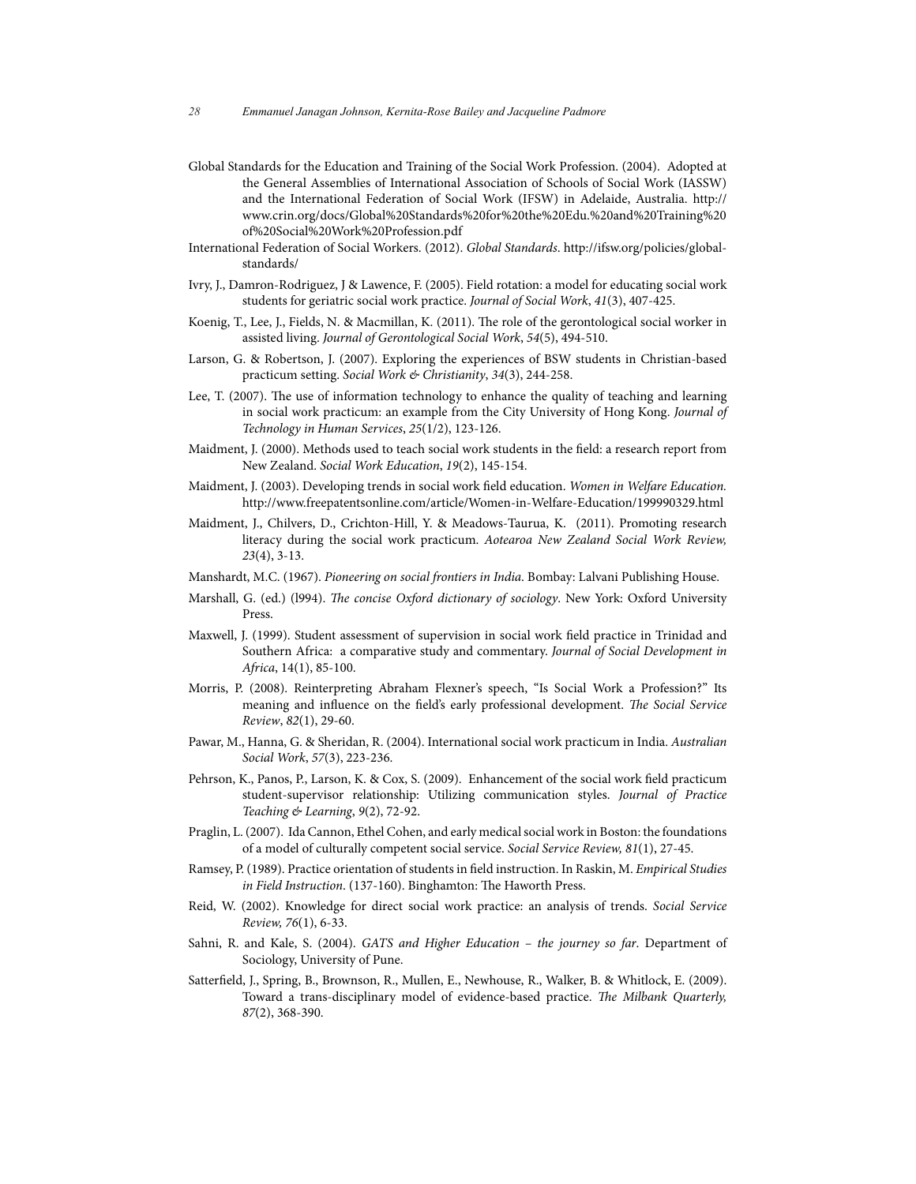Global Standards for the Education and Training of the Social Work Profession. (2004). Adopted at the General Assemblies of International Association of Schools of Social Work (IASSW) and the International Federation of Social Work (IFSW) in Adelaide, Australia. http://www.crin.org/docs/Global%20Standards%20for%20the%20Edu.%20and%20Training%20of%20Social%20Work%20Profession.pdf

International Federation of Social Workers. (2012). *Global Standards*. http://ifsw.org/policies/global-standards/

Ivry, J., Damron-Rodriguez, J & Lawence, F. (2005). Field rotation: a model for educating social work students for geriatric social work practice. *Journal of Social Work*, *41*(3), 407-425.

Koenig, T., Lee, J., Fields, N. & Macmillan, K. (2011). The role of the gerontological social worker in assisted living. *Journal of Gerontological Social Work*, *54*(5), 494-510.

Larson, G. & Robertson, J. (2007). Exploring the experiences of BSW students in Christian-based practicum setting. *Social Work & Christianity*, *34*(3), 244-258.

Lee, T. (2007). The use of information technology to enhance the quality of teaching and learning in social work practicum: an example from the City University of Hong Kong. *Journal of Technology in Human Services*, *25*(1/2), 123-126.

Maidment, J. (2000). Methods used to teach social work students in the field: a research report from New Zealand. *Social Work Education*, *19*(2), 145-154.

Maidment, J. (2003). Developing trends in social work field education. *Women in Welfare Education.* http://www.freepatentsonline.com/article/Women-in-Welfare-Education/199990329.html

Maidment, J., Chilvers, D., Crichton-Hill, Y. & Meadows-Taurua, K. (2011). Promoting research literacy during the social work practicum. *Aotearoa New Zealand Social Work Review, 23*(4), 3-13.

Manshardt, M.C. (1967). *Pioneering on social frontiers in India*. Bombay: Lalvani Publishing House.

Marshall, G. (ed.) (l994). *The concise Oxford dictionary of sociology*. New York: Oxford University Press.

Maxwell, J. (1999). Student assessment of supervision in social work field practice in Trinidad and Southern Africa: a comparative study and commentary. *Journal of Social Development in Africa*, 14(1), 85-100.

Morris, P. (2008). Reinterpreting Abraham Flexner's speech, "Is Social Work a Profession?" Its meaning and influence on the field's early professional development. *The Social Service Review*, *82*(1), 29-60.

Pawar, M., Hanna, G. & Sheridan, R. (2004). International social work practicum in India. *Australian Social Work*, *57*(3), 223-236.

Pehrson, K., Panos, P., Larson, K. & Cox, S. (2009). Enhancement of the social work field practicum student-supervisor relationship: Utilizing communication styles. *Journal of Practice Teaching & Learning*, *9*(2), 72-92.

Praglin, L. (2007). Ida Cannon, Ethel Cohen, and early medical social work in Boston: the foundations of a model of culturally competent social service. *Social Service Review, 81*(1), 27-45.

Ramsey, P. (1989). Practice orientation of students in field instruction. In Raskin, M. *Empirical Studies in Field Instruction*. (137-160). Binghamton: The Haworth Press.

Reid, W. (2002). Knowledge for direct social work practice: an analysis of trends. *Social Service Review, 76*(1), 6-33.

Sahni, R. and Kale, S. (2004). *GATS and Higher Education – the journey so far*. Department of Sociology, University of Pune.

Satterfield, J., Spring, B., Brownson, R., Mullen, E., Newhouse, R., Walker, B. & Whitlock, E. (2009). Toward a trans-disciplinary model of evidence-based practice. *The Milbank Quarterly, 87*(2), 368-390.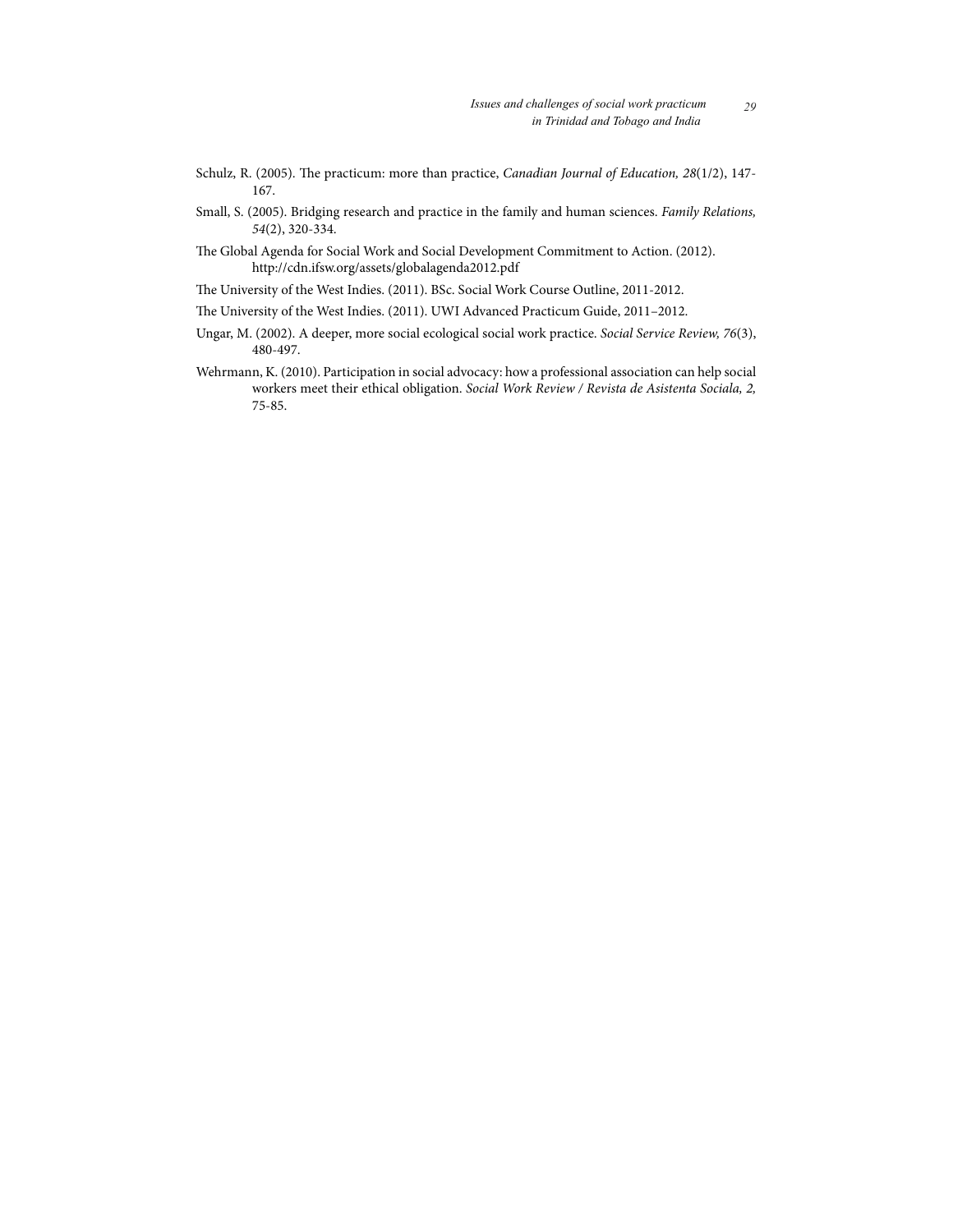Schulz, R. (2005). The practicum: more than practice, *Canadian Journal of Education, 28*(1/2), 147-167.

Small, S. (2005). Bridging research and practice in the family and human sciences. *Family Relations, 54*(2), 320-334.

The Global Agenda for Social Work and Social Development Commitment to Action. (2012). http://cdn.ifsw.org/assets/globalagenda2012.pdf

The University of the West Indies. (2011). BSc. Social Work Course Outline, 2011-2012.

The University of the West Indies. (2011). UWI Advanced Practicum Guide, 2011–2012.

Ungar, M. (2002). A deeper, more social ecological social work practice. *Social Service Review, 76*(3), 480-497.

Wehrmann, K. (2010). Participation in social advocacy: how a professional association can help social workers meet their ethical obligation. *Social Work Review / Revista de Asistenta Sociala, 2,* 75-85.